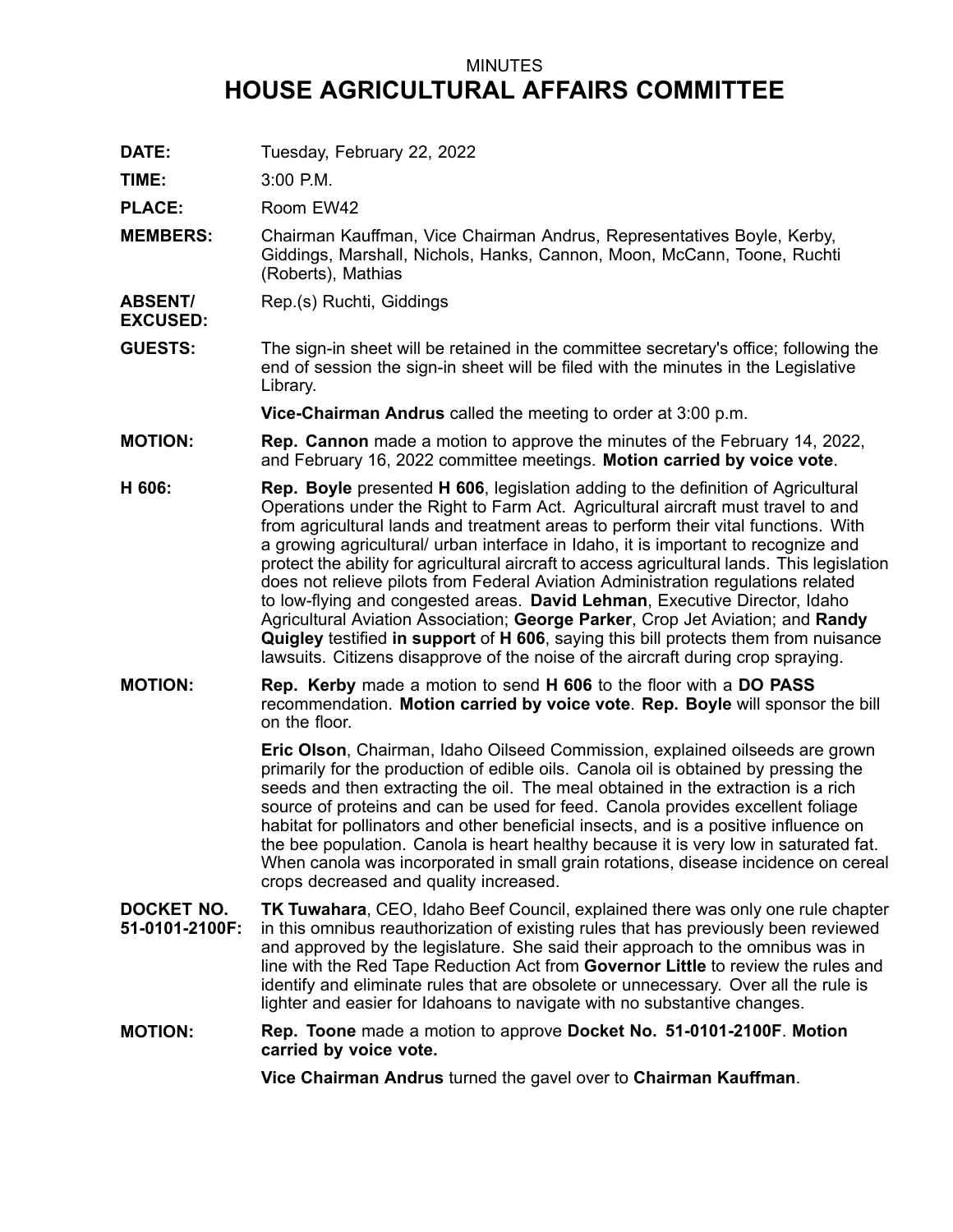MINUTES

# HOUSE AGRICULTURAL AFFAIRS COMMITTEE

**DATE:** Tuesday, February 22, 2022

**TIME:** 3:00 P.M.

**PLACE:** Room EW42

**MEMBERS:** Chairman Kauffman, Vice Chairman Andrus, Representatives Boyle, Kerby, Giddings, Marshall, Nichols, Hanks, Cannon, Moon, McCann, Toone, Ruchti (Roberts), Mathias

**ABSENT/ EXCUSED:** Rep.(s) Ruchti, Giddings

**GUESTS:** The sign-in sheet will be retained in the committee secretary's office; following the end of session the sign-in sheet will be filed with the minutes in the Legislative Library.

**Vice-Chairman Andrus** called the meeting to order at 3:00 p.m.

**MOTION:** **Rep. Cannon** made a motion to approve the minutes of the February 14, 2022, and February 16, 2022 committee meetings. **Motion carried by voice vote**.

**H 606:** **Rep. Boyle** presented **H 606**, legislation adding to the definition of Agricultural Operations under the Right to Farm Act. Agricultural aircraft must travel to and from agricultural lands and treatment areas to perform their vital functions. With a growing agricultural/ urban interface in Idaho, it is important to recognize and protect the ability for agricultural aircraft to access agricultural lands. This legislation does not relieve pilots from Federal Aviation Administration regulations related to low-flying and congested areas. **David Lehman**, Executive Director, Idaho Agricultural Aviation Association; **George Parker**, Crop Jet Aviation; and **Randy Quigley** testified **in support** of **H 606**, saying this bill protects them from nuisance lawsuits. Citizens disapprove of the noise of the aircraft during crop spraying.

**MOTION:** **Rep. Kerby** made a motion to send **H 606** to the floor with a **DO PASS** recommendation. **Motion carried by voice vote**. **Rep. Boyle** will sponsor the bill on the floor.

**Eric Olson**, Chairman, Idaho Oilseed Commission, explained oilseeds are grown primarily for the production of edible oils. Canola oil is obtained by pressing the seeds and then extracting the oil. The meal obtained in the extraction is a rich source of proteins and can be used for feed. Canola provides excellent foliage habitat for pollinators and other beneficial insects, and is a positive influence on the bee population. Canola is heart healthy because it is very low in saturated fat. When canola was incorporated in small grain rotations, disease incidence on cereal crops decreased and quality increased.

**DOCKET NO. 51-0101-2100F:** **TK Tuwahara**, CEO, Idaho Beef Council, explained there was only one rule chapter in this omnibus reauthorization of existing rules that has previously been reviewed and approved by the legislature. She said their approach to the omnibus was in line with the Red Tape Reduction Act from **Governor Little** to review the rules and identify and eliminate rules that are obsolete or unnecessary. Over all the rule is lighter and easier for Idahoans to navigate with no substantive changes.

**MOTION:** **Rep. Toone** made a motion to approve **Docket No. 51-0101-2100F**. **Motion carried by voice vote.**

**Vice Chairman Andrus** turned the gavel over to **Chairman Kauffman**.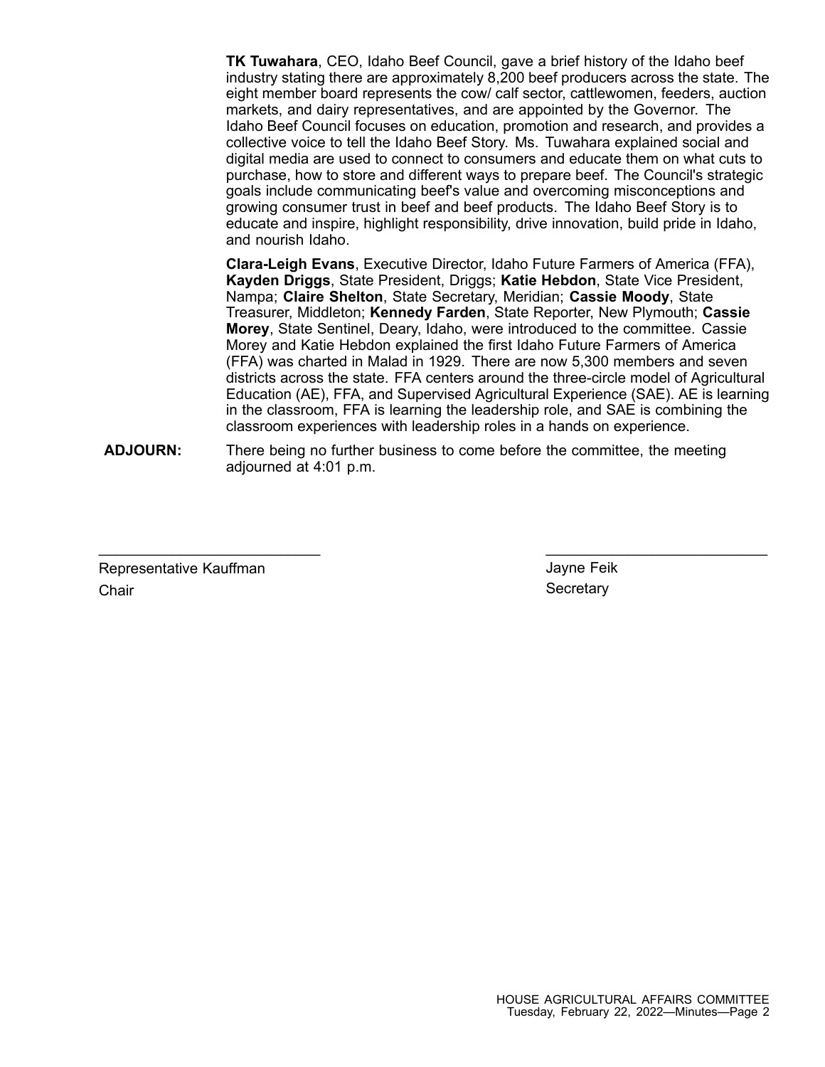**TK Tuwahara**, CEO, Idaho Beef Council, gave a brief history of the Idaho beef industry stating there are approximately 8,200 beef producers across the state. The eight member board represents the cow/ calf sector, cattlewomen, feeders, auction markets, and dairy representatives, and are appointed by the Governor. The Idaho Beef Council focuses on education, promotion and research, and provides a collective voice to tell the Idaho Beef Story. Ms. Tuwahara explained social and digital media are used to connect to consumers and educate them on what cuts to purchase, how to store and different ways to prepare beef. The Council's strategic goals include communicating beef's value and overcoming misconceptions and growing consumer trust in beef and beef products. The Idaho Beef Story is to educate and inspire, highlight responsibility, drive innovation, build pride in Idaho, and nourish Idaho.

**Clara-Leigh Evans**, Executive Director, Idaho Future Farmers of America (FFA), **Kayden Driggs**, State President, Driggs; **Katie Hebdon**, State Vice President, Nampa; **Claire Shelton**, State Secretary, Meridian; **Cassie Moody**, State Treasurer, Middleton; **Kennedy Farden**, State Reporter, New Plymouth; **Cassie Morey**, State Sentinel, Deary, Idaho, were introduced to the committee. Cassie Morey and Katie Hebdon explained the first Idaho Future Farmers of America (FFA) was charted in Malad in 1929. There are now 5,300 members and seven districts across the state. FFA centers around the three-circle model of Agricultural Education (AE), FFA, and Supervised Agricultural Experience (SAE). AE is learning in the classroom, FFA is learning the leadership role, and SAE is combining the classroom experiences with leadership roles in a hands on experience.

**ADJOURN:** There being no further business to come before the committee, the meeting adjourned at 4:01 p.m.

___________________________ ___________________________

Representative Kauffman
Chair

Jayne Feik
Secretary